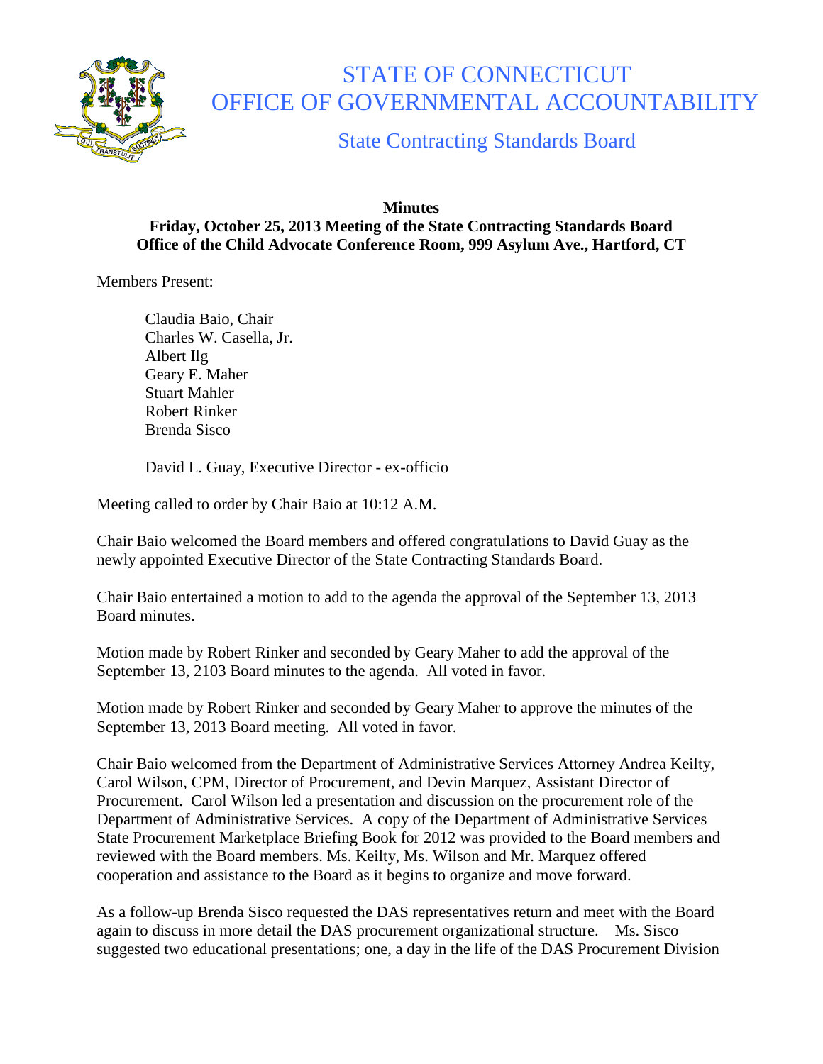# STATE OF CONNECTICUT
# OFFICE OF GOVERNMENTAL ACCOUNTABILITY

## State Contracting Standards Board

**Minutes**
**Friday, October 25, 2013 Meeting of the State Contracting Standards Board**
**Office of the Child Advocate Conference Room, 999 Asylum Ave., Hartford, CT**

Members Present:

Claudia Baio, Chair
Charles W. Casella, Jr.
Albert Ilg
Geary E. Maher
Stuart Mahler
Robert Rinker
Brenda Sisco

David L. Guay, Executive Director - ex-officio

Meeting called to order by Chair Baio at 10:12 A.M.

Chair Baio welcomed the Board members and offered congratulations to David Guay as the newly appointed Executive Director of the State Contracting Standards Board.

Chair Baio entertained a motion to add to the agenda the approval of the September 13, 2013 Board minutes.

Motion made by Robert Rinker and seconded by Geary Maher to add the approval of the September 13, 2103 Board minutes to the agenda. All voted in favor.

Motion made by Robert Rinker and seconded by Geary Maher to approve the minutes of the September 13, 2013 Board meeting. All voted in favor.

Chair Baio welcomed from the Department of Administrative Services Attorney Andrea Keilty, Carol Wilson, CPM, Director of Procurement, and Devin Marquez, Assistant Director of Procurement. Carol Wilson led a presentation and discussion on the procurement role of the Department of Administrative Services. A copy of the Department of Administrative Services State Procurement Marketplace Briefing Book for 2012 was provided to the Board members and reviewed with the Board members. Ms. Keilty, Ms. Wilson and Mr. Marquez offered cooperation and assistance to the Board as it begins to organize and move forward.

As a follow-up Brenda Sisco requested the DAS representatives return and meet with the Board again to discuss in more detail the DAS procurement organizational structure. Ms. Sisco suggested two educational presentations; one, a day in the life of the DAS Procurement Division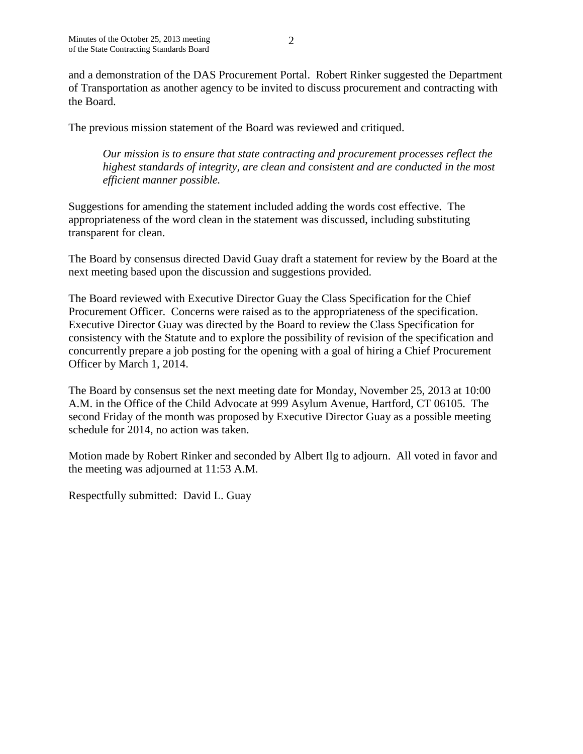and a demonstration of the DAS Procurement Portal. Robert Rinker suggested the Department of Transportation as another agency to be invited to discuss procurement and contracting with the Board.

The previous mission statement of the Board was reviewed and critiqued.

> *Our mission is to ensure that state contracting and procurement processes reflect the highest standards of integrity, are clean and consistent and are conducted in the most efficient manner possible.*

Suggestions for amending the statement included adding the words cost effective. The appropriateness of the word clean in the statement was discussed, including substituting transparent for clean.

The Board by consensus directed David Guay draft a statement for review by the Board at the next meeting based upon the discussion and suggestions provided.

The Board reviewed with Executive Director Guay the Class Specification for the Chief Procurement Officer. Concerns were raised as to the appropriateness of the specification. Executive Director Guay was directed by the Board to review the Class Specification for consistency with the Statute and to explore the possibility of revision of the specification and concurrently prepare a job posting for the opening with a goal of hiring a Chief Procurement Officer by March 1, 2014.

The Board by consensus set the next meeting date for Monday, November 25, 2013 at 10:00 A.M. in the Office of the Child Advocate at 999 Asylum Avenue, Hartford, CT 06105. The second Friday of the month was proposed by Executive Director Guay as a possible meeting schedule for 2014, no action was taken.

Motion made by Robert Rinker and seconded by Albert Ilg to adjourn. All voted in favor and the meeting was adjourned at 11:53 A.M.

Respectfully submitted: David L. Guay